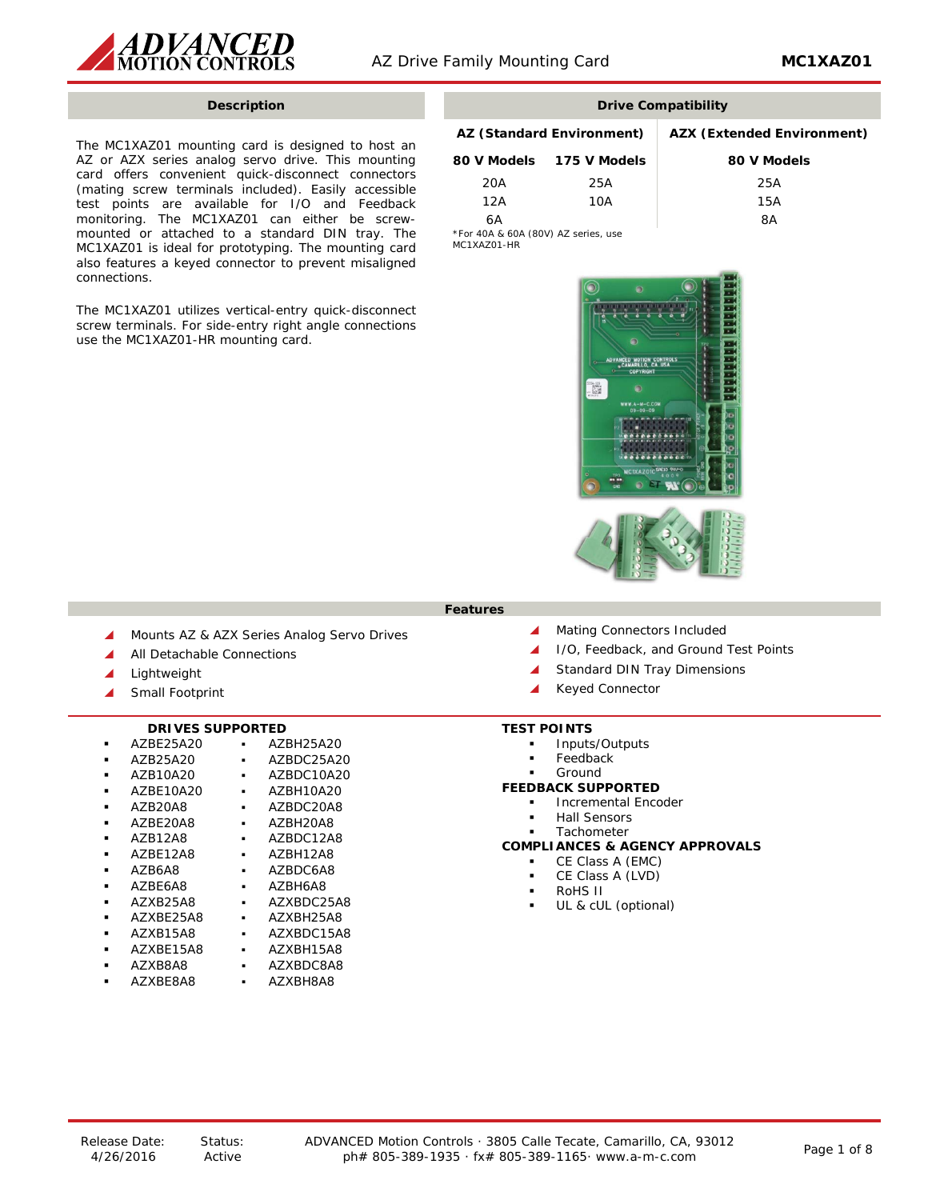# MC1XAZ01 — AZ Drive Family Mounting Card

## Description

The MC1XAZ01 mounting card is designed to host an AZ or AZX series analog servo drive. This mounting card offers convenient quick-disconnect connectors (mating screw terminals included). Easily accessible test points are available for I/O and Feedback monitoring. The MC1XAZ01 can either be screw-mounted or attached to a standard DIN tray. The MC1XAZ01 is ideal for prototyping. The mounting card also features a keyed connector to prevent misaligned connections.

The MC1XAZ01 utilizes vertical-entry quick-disconnect screw terminals. For side-entry right angle connections use the MC1XAZ01-HR mounting card.

## Drive Compatibility

| AZ (Standard Environment) | | AZX (Extended Environment) |
|---|---|---|
| **80 V Models** | **175 V Models** | **80 V Models** |
| 20A | 25A | 25A |
| 12A | 10A | 15A |
| 6A | | 8A |

*For 40A & 60A (80V) AZ series, use MC1XAZ01-HR

## Features

- Mounts AZ & AZX Series Analog Servo Drives
- All Detachable Connections
- Lightweight
- Small Footprint
- Mating Connectors Included
- I/O, Feedback, and Ground Test Points
- Standard DIN Tray Dimensions
- Keyed Connector

### DRIVES SUPPORTED

- AZBE25A20
- AZB25A20
- AZB10A20
- AZBE10A20
- AZB20A8
- AZBE20A8
- AZB12A8
- AZBE12A8
- AZB6A8
- AZBE6A8
- AZXB25A8
- AZXBE25A8
- AZXB15A8
- AZXBE15A8
- AZXB8A8
- AZXBE8A8
- AZBH25A20
- AZBDC25A20
- AZBDC10A20
- AZBH10A20
- AZBDC20A8
- AZBH20A8
- AZBDC12A8
- AZBH12A8
- AZBDC6A8
- AZBH6A8
- AZXBDC25A8
- AZXBH25A8
- AZXBDC15A8
- AZXBH15A8
- AZXBDC8A8
- AZXBH8A8

### TEST POINTS

- Inputs/Outputs
- Feedback
- Ground

### FEEDBACK SUPPORTED

- Incremental Encoder
- Hall Sensors
- Tachometer

### COMPLIANCES & AGENCY APPROVALS

- CE Class A (EMC)
- CE Class A (LVD)
- RoHS II
- UL & cUL (optional)

Release Date: 4/26/2016 | Status: Active | ADVANCED Motion Controls · 3805 Calle Tecate, Camarillo, CA, 93012 · ph# 805-389-1935 · fx# 805-389-1165 · www.a-m-c.com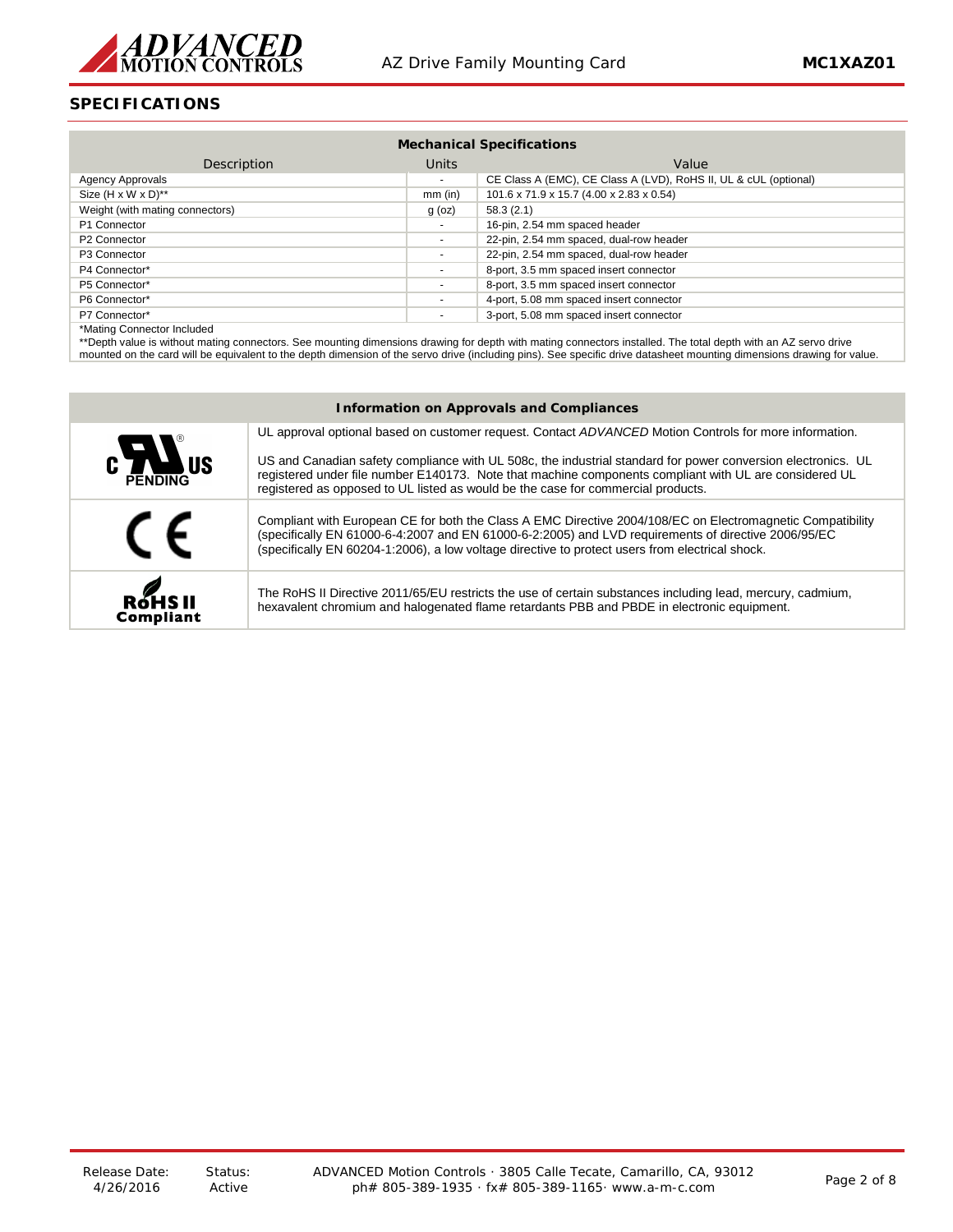## SPECIFICATIONS

| Mechanical Specifications | | |
|---|---|---|
| **Description** | **Units** | **Value** |
| Agency Approvals | - | CE Class A (EMC), CE Class A (LVD), RoHS II, UL & cUL (optional) |
| Size (H x W x D)** | mm (in) | 101.6 x 71.9 x 15.7 (4.00 x 2.83 x 0.54) |
| Weight (with mating connectors) | g (oz) | 58.3 (2.1) |
| P1 Connector | - | 16-pin, 2.54 mm spaced header |
| P2 Connector | - | 22-pin, 2.54 mm spaced, dual-row header |
| P3 Connector | - | 22-pin, 2.54 mm spaced, dual-row header |
| P4 Connector* | - | 8-port, 3.5 mm spaced insert connector |
| P5 Connector* | - | 8-port, 3.5 mm spaced insert connector |
| P6 Connector* | - | 4-port, 5.08 mm spaced insert connector |
| P7 Connector* | - | 3-port, 5.08 mm spaced insert connector |

*Mating Connector Included

**Depth value is without mating connectors. See mounting dimensions drawing for depth with mating connectors installed. The total depth with an AZ servo drive mounted on the card will be equivalent to the depth dimension of the servo drive (including pins). See specific drive datasheet mounting dimensions drawing for value.

| Information on Approvals and Compliances | |
|---|---|
| c UL us PENDING | UL approval optional based on customer request. Contact *ADVANCED* Motion Controls for more information.<br><br>US and Canadian safety compliance with UL 508c, the industrial standard for power conversion electronics. UL registered under file number E140173. Note that machine components compliant with UL are considered UL registered as opposed to UL listed as would be the case for commercial products. |
| CE | Compliant with European CE for both the Class A EMC Directive 2004/108/EC on Electromagnetic Compatibility (specifically EN 61000-6-4:2007 and EN 61000-6-2:2005) and LVD requirements of directive 2006/95/EC (specifically EN 60204-1:2006), a low voltage directive to protect users from electrical shock. |
| RoHS II Compliant | The RoHS II Directive 2011/65/EU restricts the use of certain substances including lead, mercury, cadmium, hexavalent chromium and halogenated flame retardants PBB and PBDE in electronic equipment. |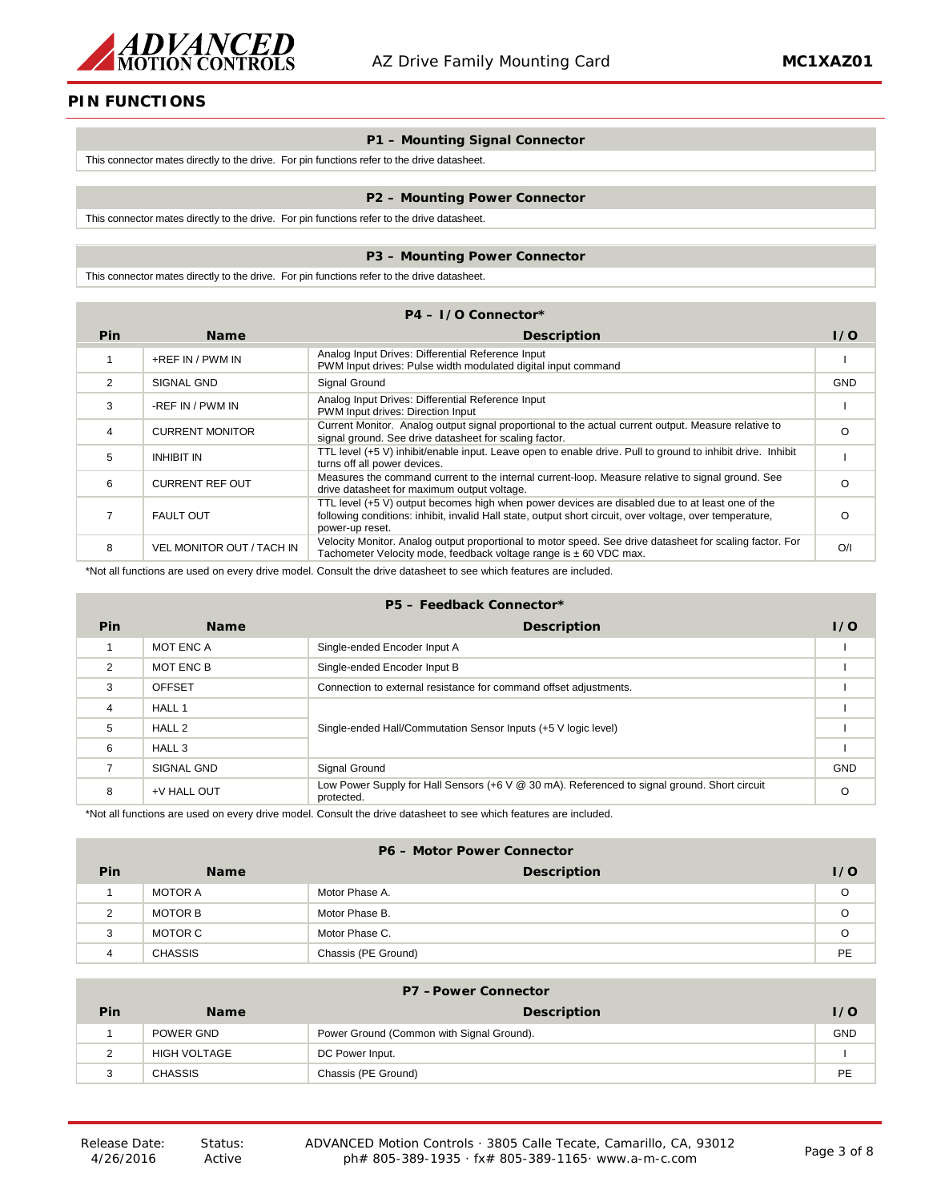## PIN FUNCTIONS

| P1 – Mounting Signal Connector |
|---|
| This connector mates directly to the drive. For pin functions refer to the drive datasheet. |

| P2 – Mounting Power Connector |
|---|
| This connector mates directly to the drive. For pin functions refer to the drive datasheet. |

| P3 – Mounting Power Connector |
|---|
| This connector mates directly to the drive. For pin functions refer to the drive datasheet. |

**P4 – I/O Connector***

| Pin | Name | Description | I/O |
|---|---|---|---|
| 1 | +REF IN / PWM IN | Analog Input Drives: Differential Reference Input<br>PWM Input drives: Pulse width modulated digital input command | I |
| 2 | SIGNAL GND | Signal Ground | GND |
| 3 | -REF IN / PWM IN | Analog Input Drives: Differential Reference Input<br>PWM Input drives: Direction Input | I |
| 4 | CURRENT MONITOR | Current Monitor. Analog output signal proportional to the actual current output. Measure relative to signal ground. See drive datasheet for scaling factor. | O |
| 5 | INHIBIT IN | TTL level (+5 V) inhibit/enable input. Leave open to enable drive. Pull to ground to inhibit drive. Inhibit turns off all power devices. | I |
| 6 | CURRENT REF OUT | Measures the command current to the internal current-loop. Measure relative to signal ground. See drive datasheet for maximum output voltage. | O |
| 7 | FAULT OUT | TTL level (+5 V) output becomes high when power devices are disabled due to at least one of the following conditions: inhibit, invalid Hall state, output short circuit, over voltage, over temperature, power-up reset. | O |
| 8 | VEL MONITOR OUT / TACH IN | Velocity Monitor. Analog output proportional to motor speed. See drive datasheet for scaling factor. For Tachometer Velocity mode, feedback voltage range is ± 60 VDC max. | O/I |

*Not all functions are used on every drive model. Consult the drive datasheet to see which features are included.

**P5 – Feedback Connector***

| Pin | Name | Description | I/O |
|---|---|---|---|
| 1 | MOT ENC A | Single-ended Encoder Input A | I |
| 2 | MOT ENC B | Single-ended Encoder Input B | I |
| 3 | OFFSET | Connection to external resistance for command offset adjustments. | I |
| 4 | HALL 1 | Single-ended Hall/Commutation Sensor Inputs (+5 V logic level) | I |
| 5 | HALL 2 | | I |
| 6 | HALL 3 | | I |
| 7 | SIGNAL GND | Signal Ground | GND |
| 8 | +V HALL OUT | Low Power Supply for Hall Sensors (+6 V @ 30 mA). Referenced to signal ground. Short circuit protected. | O |

*Not all functions are used on every drive model. Consult the drive datasheet to see which features are included.

**P6 – Motor Power Connector**

| Pin | Name | Description | I/O |
|---|---|---|---|
| 1 | MOTOR A | Motor Phase A. | O |
| 2 | MOTOR B | Motor Phase B. | O |
| 3 | MOTOR C | Motor Phase C. | O |
| 4 | CHASSIS | Chassis (PE Ground) | PE |

**P7 – Power Connector**

| Pin | Name | Description | I/O |
|---|---|---|---|
| 1 | POWER GND | Power Ground (Common with Signal Ground). | GND |
| 2 | HIGH VOLTAGE | DC Power Input. | I |
| 3 | CHASSIS | Chassis (PE Ground) | PE |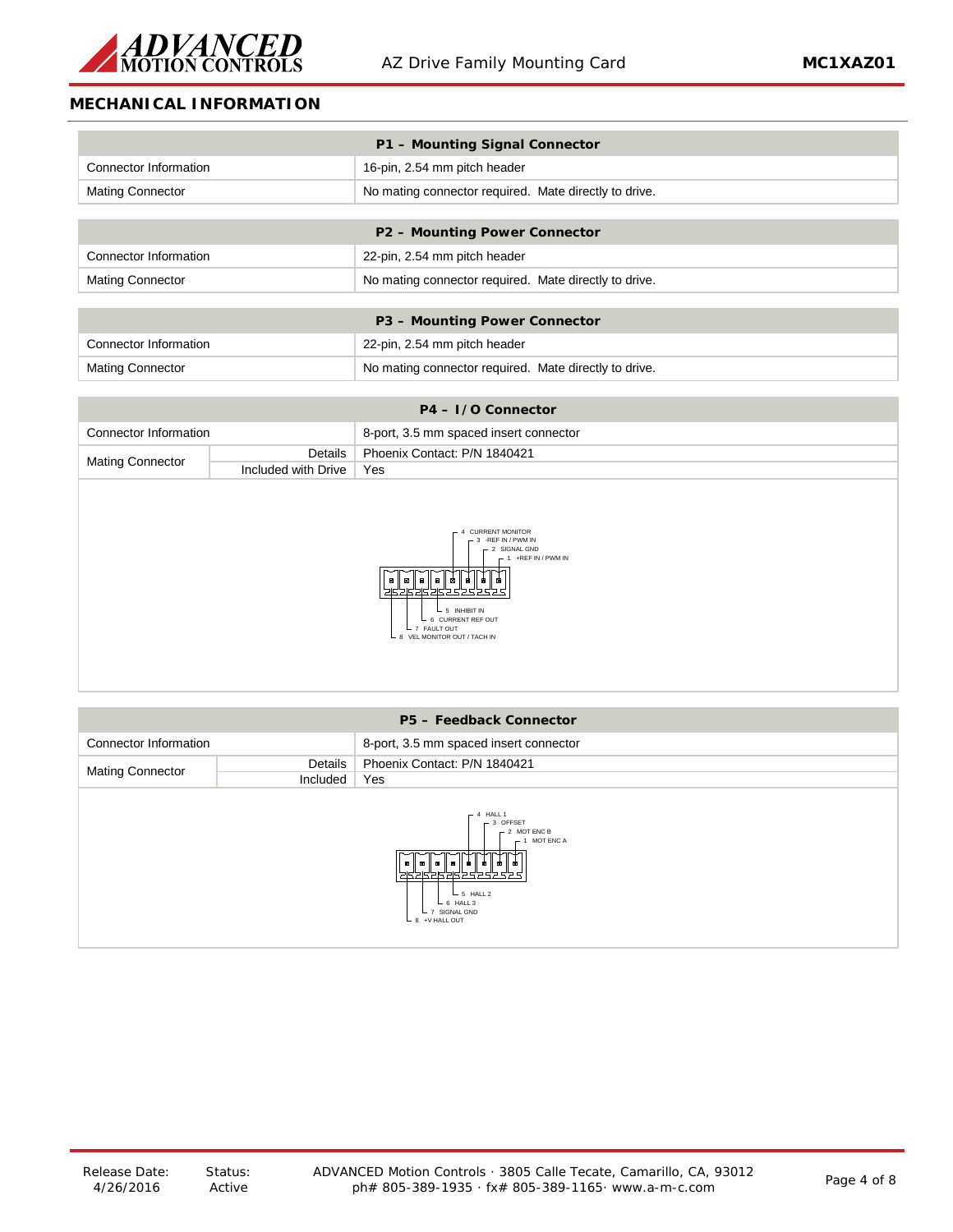## MECHANICAL INFORMATION

| P1 – Mounting Signal Connector | |
|---|---|
| Connector Information | 16-pin, 2.54 mm pitch header |
| Mating Connector | No mating connector required. Mate directly to drive. |

| P2 – Mounting Power Connector | |
|---|---|
| Connector Information | 22-pin, 2.54 mm pitch header |
| Mating Connector | No mating connector required. Mate directly to drive. |

| P3 – Mounting Power Connector | |
|---|---|
| Connector Information | 22-pin, 2.54 mm pitch header |
| Mating Connector | No mating connector required. Mate directly to drive. |

| P4 – I/O Connector | | |
|---|---|---|
| Connector Information | | 8-port, 3.5 mm spaced insert connector |
| Mating Connector | Details | Phoenix Contact: P/N 1840421 |
| | Included with Drive | Yes |

- 4 CURRENT MONITOR
- 3 -REF IN / PWM IN
- 2 SIGNAL GND
- 1 +REF IN / PWM IN
- 5 INHIBIT IN
- 6 CURRENT REF OUT
- 7 FAULT OUT
- 8 VEL MONITOR OUT / TACH IN

| P5 – Feedback Connector | | |
|---|---|---|
| Connector Information | | 8-port, 3.5 mm spaced insert connector |
| Mating Connector | Details | Phoenix Contact: P/N 1840421 |
| | Included | Yes |

- 4 HALL 1
- 3 OFFSET
- 2 MOT ENC B
- 1 MOT ENC A
- 5 HALL 2
- 6 HALL 3
- 7 SIGNAL GND
- 8 +V HALL OUT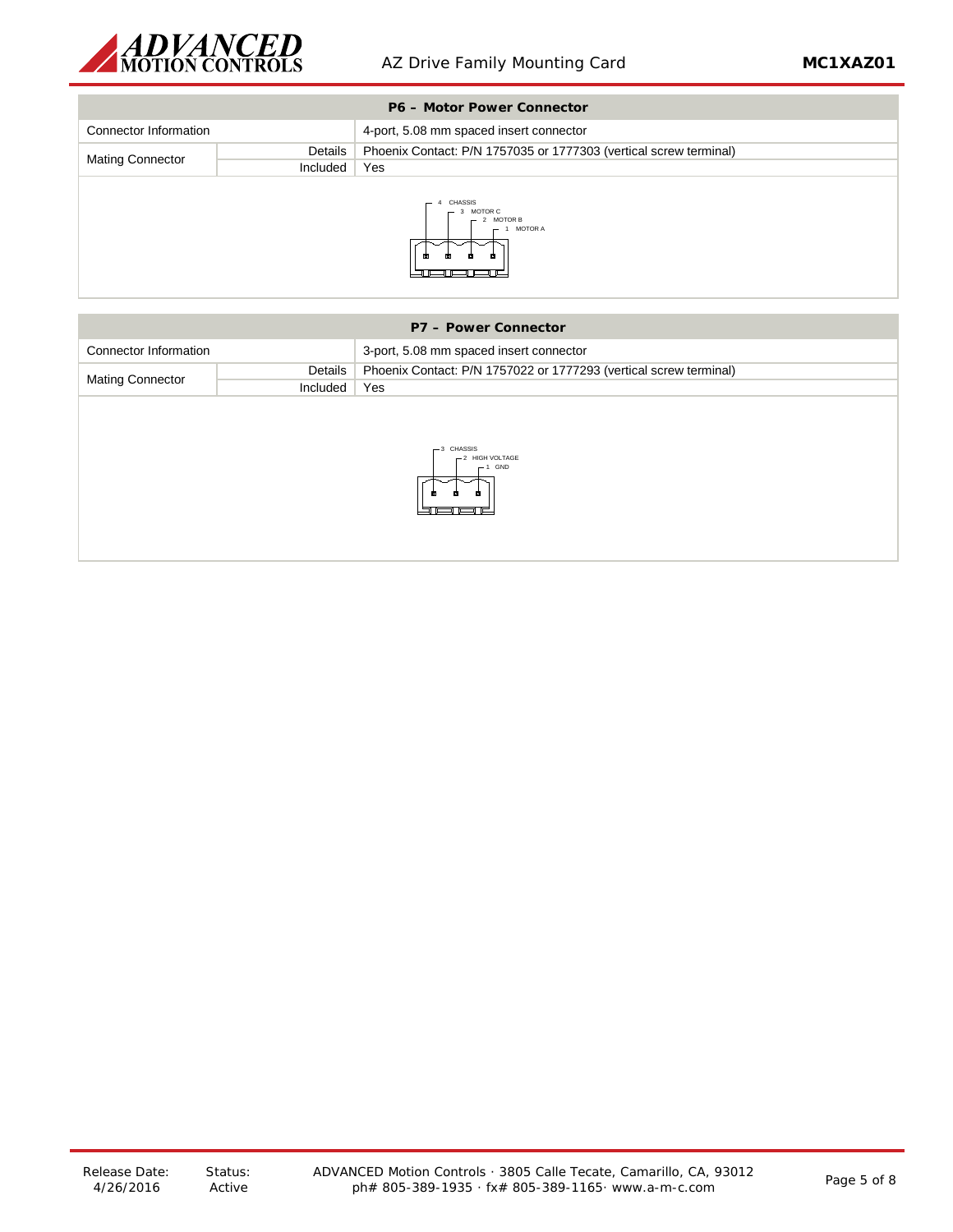| P6 – Motor Power Connector | | |
|---|---|---|
| Connector Information | | 4-port, 5.08 mm spaced insert connector |
| Mating Connector | Details | Phoenix Contact: P/N 1757035 or 1777303 (vertical screw terminal) |
| | Included | Yes |

4 CHASSIS
3 MOTOR C
2 MOTOR B
1 MOTOR A

| P7 – Power Connector | | |
|---|---|---|
| Connector Information | | 3-port, 5.08 mm spaced insert connector |
| Mating Connector | Details | Phoenix Contact: P/N 1757022 or 1777293 (vertical screw terminal) |
| | Included | Yes |

3 CHASSIS
2 HIGH VOLTAGE
1 GND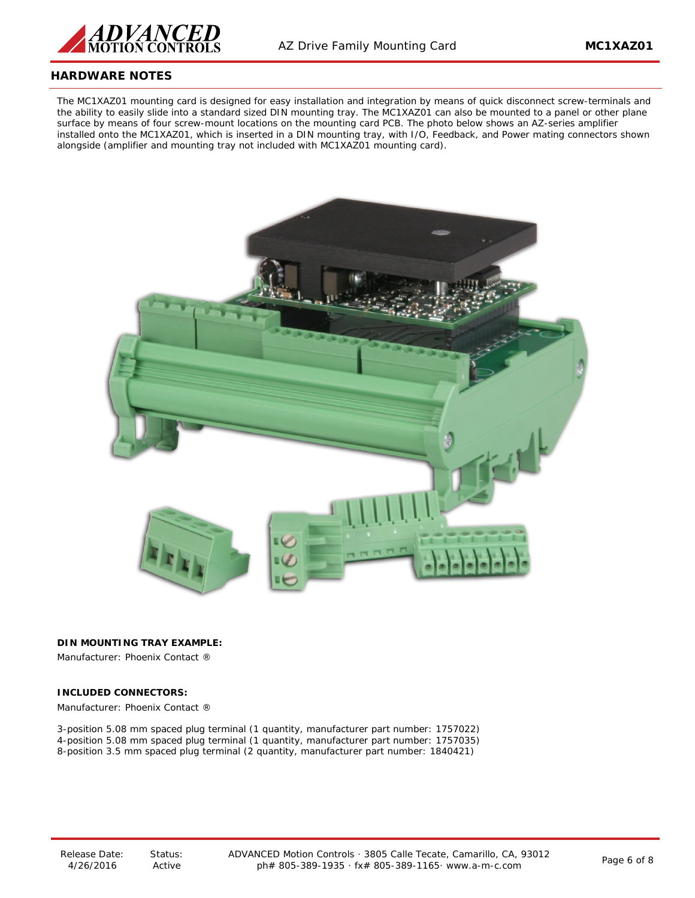## HARDWARE NOTES

The MC1XAZ01 mounting card is designed for easy installation and integration by means of quick disconnect screw-terminals and the ability to easily slide into a standard sized DIN mounting tray. The MC1XAZ01 can also be mounted to a panel or other plane surface by means of four screw-mount locations on the mounting card PCB. The photo below shows an AZ-series amplifier installed onto the MC1XAZ01, which is inserted in a DIN mounting tray, with I/O, Feedback, and Power mating connectors shown alongside (amplifier and mounting tray not included with MC1XAZ01 mounting card).

**DIN MOUNTING TRAY EXAMPLE:**

Manufacturer: Phoenix Contact ®

**INCLUDED CONNECTORS:**

Manufacturer: Phoenix Contact ®

3-position 5.08 mm spaced plug terminal (1 quantity, manufacturer part number: 1757022)
4-position 5.08 mm spaced plug terminal (1 quantity, manufacturer part number: 1757035)
8-position 3.5 mm spaced plug terminal (2 quantity, manufacturer part number: 1840421)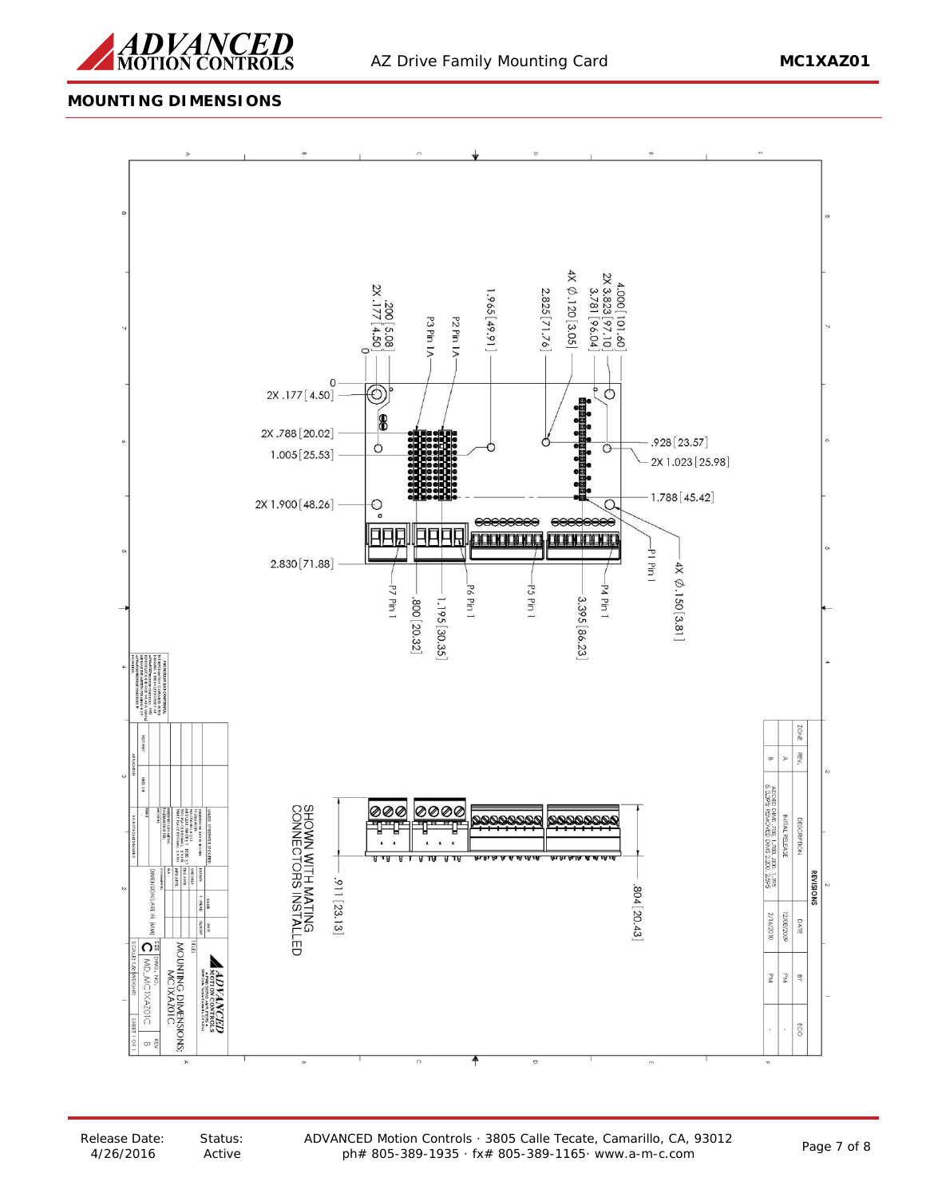## MOUNTING DIMENSIONS

4.000 [101.60]
2X 3.823 [97.10]
3.781 [96.04]
4X Ø.120 [3.05]
2.825 [71.76]
1.965 [49.91]
P2 Pin 1A
P3 Pin 1A
.200 [5.08]
2X .177 [4.50]
0

0
2X .177 [4.50]
2X .788 [20.02]
1.005 [25.53]
2X 1.900 [48.26]
2.830 [71.88]

.928 [23.57]
2X 1.023 [25.98]
1.788 [45.42]
P1 Pin 1
4X Ø.150 [3.81]

P7 Pin 1
.800 [20.32]
1.195 [30.35]
P6 Pin 1
P5 Pin 1
3.395 [86.23]
P4 Pin 1

SHOWN WITH MATING CONNECTORS INSTALLED

.911 [23.13]
.804 [20.43]

| ZONE | REV. | DESCRIPTION | DATE | BY | ECO |
|---|---|---|---|---|---|
| | A | INITIAL RELEASE | 12/08/2009 | PM | - |
| | B | ADDED DIMS .788, 1.788, .800, 1.195 & 3.395 REMOVED DIMS 2.200, 2.595 | 2/16/2010 | PM | - |

TITLE: MOUNTING DIMENSIONS; MC1XAZ01C

SIZE C DWG. NO. MD_MC1XAZ01C REV B

DIMENSIONS ARE IN [MM]

SCALE: 1:1 SHEET 1 OF 1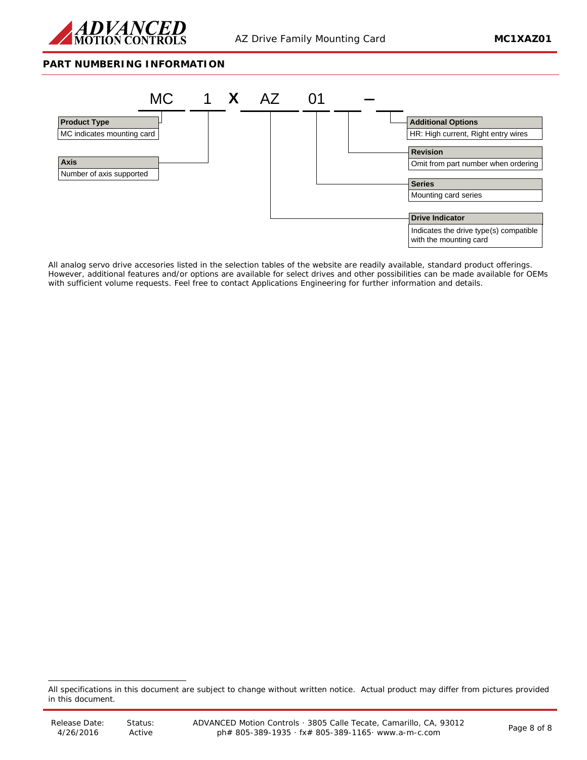## PART NUMBERING INFORMATION

MC 1 X AZ 01 _ – _

**Product Type**
MC indicates mounting card

**Axis**
Number of axis supported

**Additional Options**
HR: High current, Right entry wires

**Revision**
Omit from part number when ordering

**Series**
Mounting card series

**Drive Indicator**
Indicates the drive type(s) compatible with the mounting card

All analog servo drive accesories listed in the selection tables of the website are readily available, standard product offerings. However, additional features and/or options are available for select drives and other possibilities can be made available for OEMs with sufficient volume requests. Feel free to contact Applications Engineering for further information and details.

All specifications in this document are subject to change without written notice. Actual product may differ from pictures provided in this document.